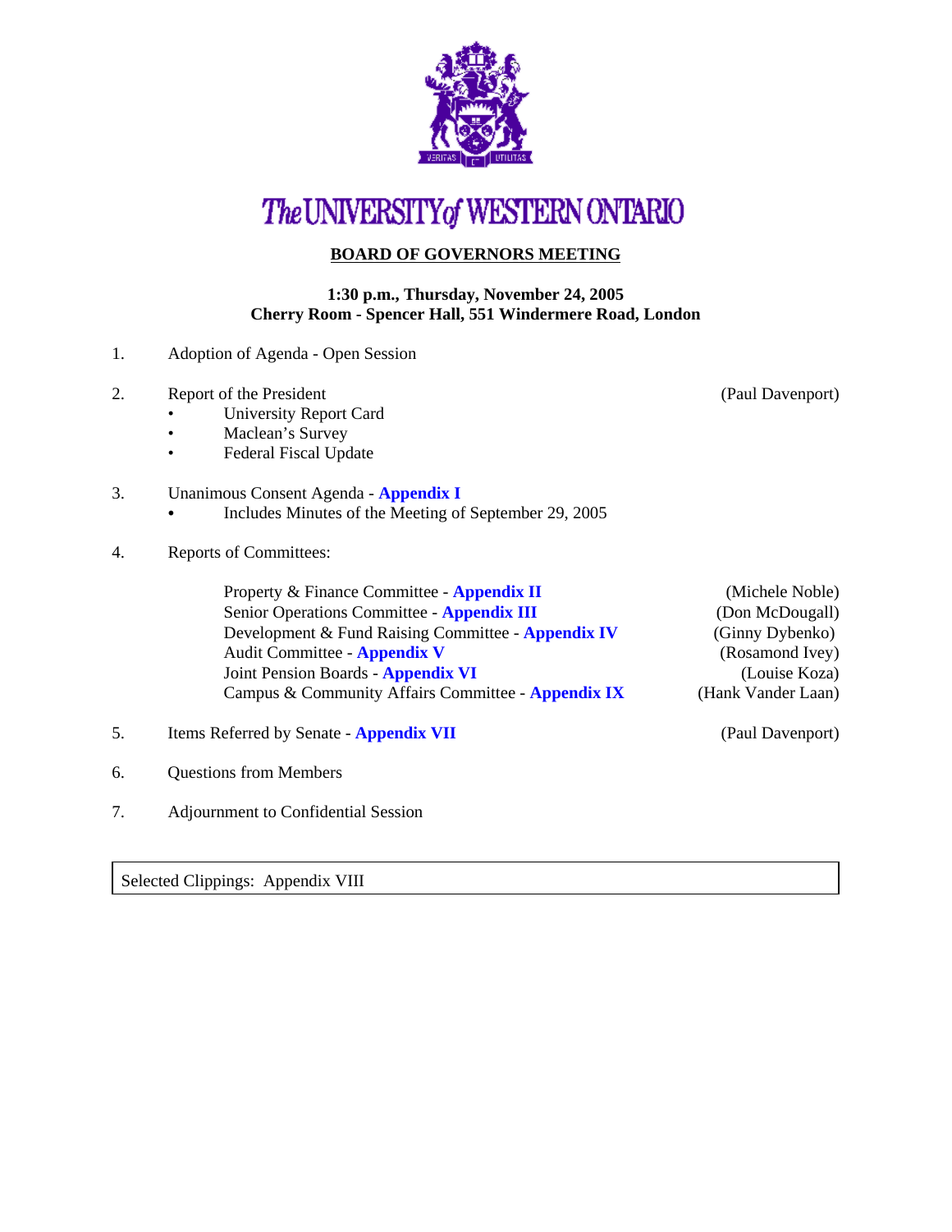# The UNIVERSITY of WESTERN ONTARIO

## BOARD OF GOVERNORS MEETING

**1:30 p.m., Thursday, November 24, 2005**
**Cherry Room - Spencer Hall, 551 Windermere Road, London**

1. Adoption of Agenda - Open Session

2. Report of the President (Paul Davenport)
   - University Report Card
   - Maclean's Survey
   - Federal Fiscal Update

3. Unanimous Consent Agenda - **Appendix I**
   - Includes Minutes of the Meeting of September 29, 2005

4. Reports of Committees:

   Property & Finance Committee - **Appendix II** (Michele Noble)
   Senior Operations Committee - **Appendix III** (Don McDougall)
   Development & Fund Raising Committee - **Appendix IV** (Ginny Dybenko)
   Audit Committee - **Appendix V** (Rosamond Ivey)
   Joint Pension Boards - **Appendix VI** (Louise Koza)
   Campus & Community Affairs Committee - **Appendix IX** (Hank Vander Laan)

5. Items Referred by Senate - **Appendix VII** (Paul Davenport)

6. Questions from Members

7. Adjournment to Confidential Session

Selected Clippings: Appendix VIII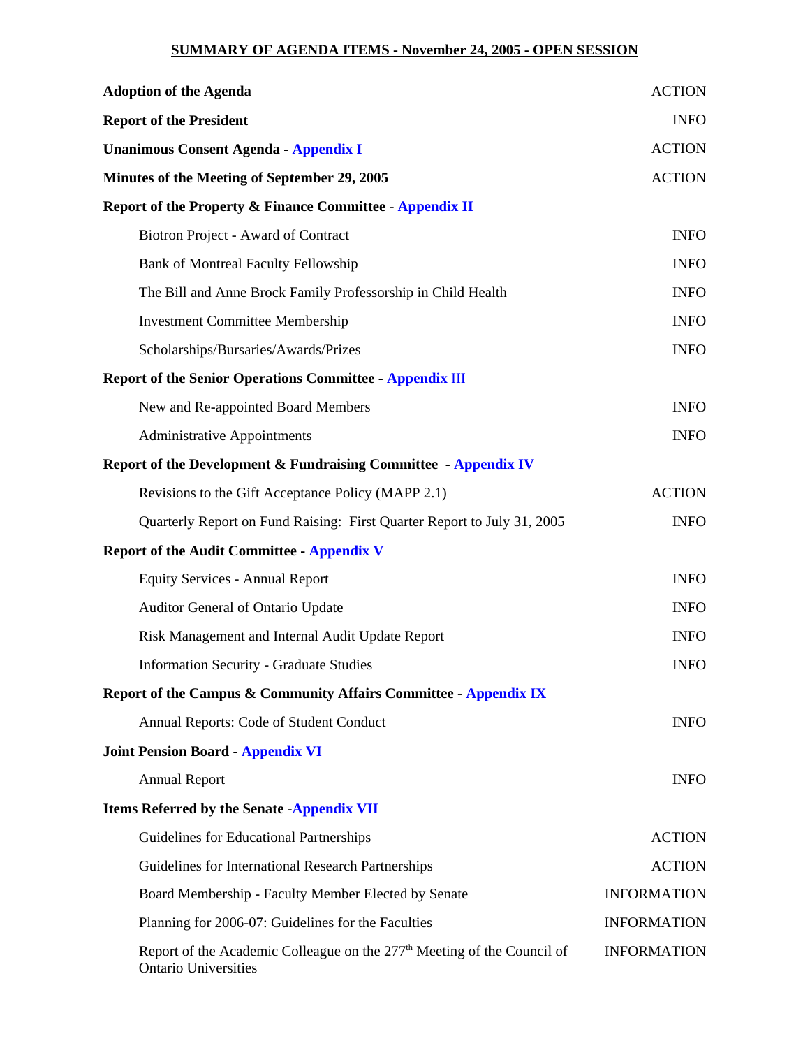## SUMMARY OF AGENDA ITEMS - November 24, 2005 - OPEN SESSION

| | |
|---|---|
| **Adoption of the Agenda** | ACTION |
| **Report of the President** | INFO |
| **Unanimous Consent Agenda - Appendix I** | ACTION |
| **Minutes of the Meeting of September 29, 2005** | ACTION |
| **Report of the Property & Finance Committee - Appendix II** | |
| Biotron Project - Award of Contract | INFO |
| Bank of Montreal Faculty Fellowship | INFO |
| The Bill and Anne Brock Family Professorship in Child Health | INFO |
| Investment Committee Membership | INFO |
| Scholarships/Bursaries/Awards/Prizes | INFO |
| **Report of the Senior Operations Committee - Appendix III** | |
| New and Re-appointed Board Members | INFO |
| Administrative Appointments | INFO |
| **Report of the Development & Fundraising Committee - Appendix IV** | |
| Revisions to the Gift Acceptance Policy (MAPP 2.1) | ACTION |
| Quarterly Report on Fund Raising: First Quarter Report to July 31, 2005 | INFO |
| **Report of the Audit Committee - Appendix V** | |
| Equity Services - Annual Report | INFO |
| Auditor General of Ontario Update | INFO |
| Risk Management and Internal Audit Update Report | INFO |
| Information Security - Graduate Studies | INFO |
| **Report of the Campus & Community Affairs Committee - Appendix IX** | |
| Annual Reports: Code of Student Conduct | INFO |
| **Joint Pension Board - Appendix VI** | |
| Annual Report | INFO |
| **Items Referred by the Senate -Appendix VII** | |
| Guidelines for Educational Partnerships | ACTION |
| Guidelines for International Research Partnerships | ACTION |
| Board Membership - Faculty Member Elected by Senate | INFORMATION |
| Planning for 2006-07: Guidelines for the Faculties | INFORMATION |
| Report of the Academic Colleague on the 277th Meeting of the Council of Ontario Universities | INFORMATION |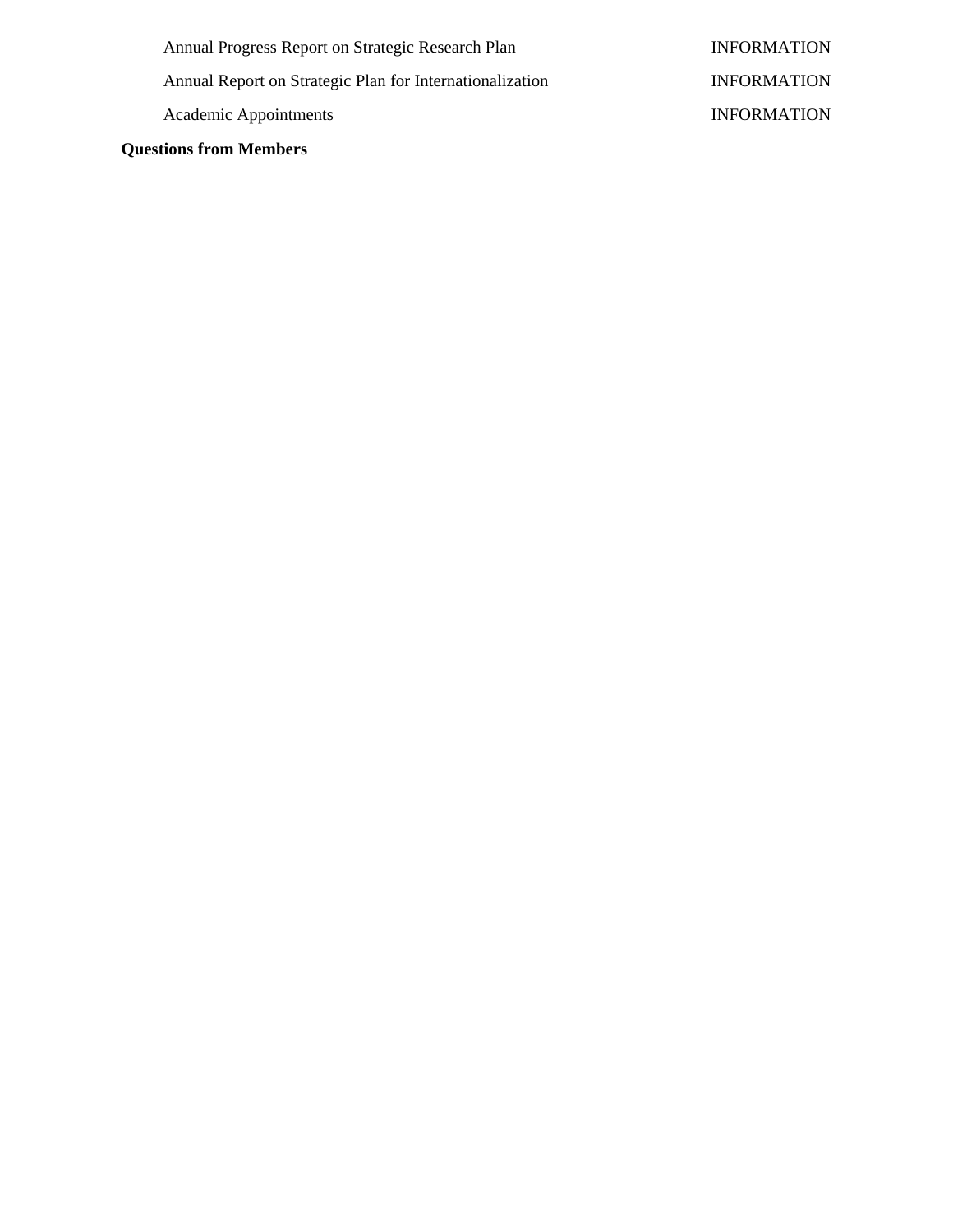| | |
|---|---|
| Annual Progress Report on Strategic Research Plan | INFORMATION |
| Annual Report on Strategic Plan for Internationalization | INFORMATION |
| Academic Appointments | INFORMATION |

**Questions from Members**